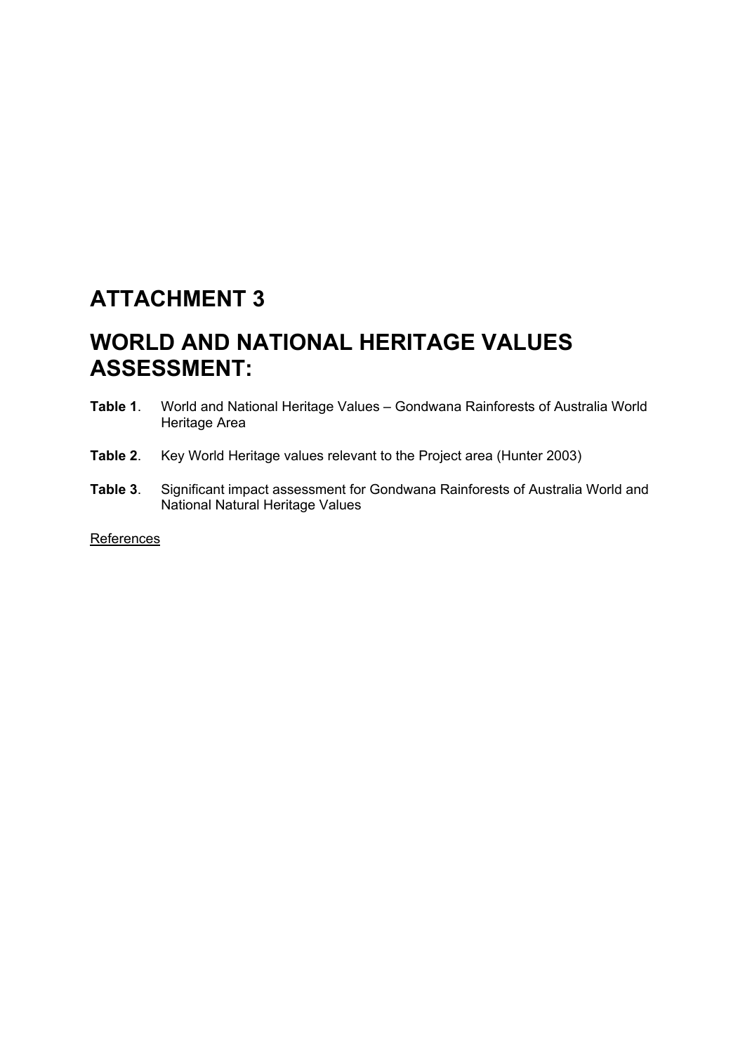# ATTACHMENT 3

# WORLD AND NATIONAL HERITAGE VALUES ASSESSMENT:

**Table 1**. World and National Heritage Values – Gondwana Rainforests of Australia World Heritage Area

**Table 2**. Key World Heritage values relevant to the Project area (Hunter 2003)

**Table 3**. Significant impact assessment for Gondwana Rainforests of Australia World and National Natural Heritage Values

References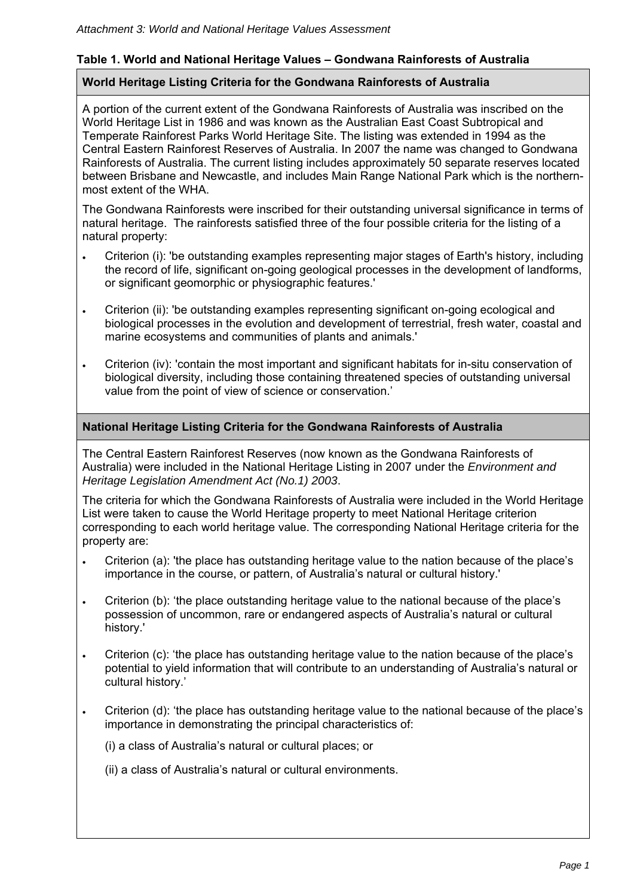*Attachment 3: World and National Heritage Values Assessment*

**Table 1. World and National Heritage Values – Gondwana Rainforests of Australia**

**World Heritage Listing Criteria for the Gondwana Rainforests of Australia**

A portion of the current extent of the Gondwana Rainforests of Australia was inscribed on the World Heritage List in 1986 and was known as the Australian East Coast Subtropical and Temperate Rainforest Parks World Heritage Site. The listing was extended in 1994 as the Central Eastern Rainforest Reserves of Australia. In 2007 the name was changed to Gondwana Rainforests of Australia. The current listing includes approximately 50 separate reserves located between Brisbane and Newcastle, and includes Main Range National Park which is the northern-most extent of the WHA.

The Gondwana Rainforests were inscribed for their outstanding universal significance in terms of natural heritage. The rainforests satisfied three of the four possible criteria for the listing of a natural property:

- Criterion (i): 'be outstanding examples representing major stages of Earth's history, including the record of life, significant on-going geological processes in the development of landforms, or significant geomorphic or physiographic features.'
- Criterion (ii): 'be outstanding examples representing significant on-going ecological and biological processes in the evolution and development of terrestrial, fresh water, coastal and marine ecosystems and communities of plants and animals.'
- Criterion (iv): 'contain the most important and significant habitats for in-situ conservation of biological diversity, including those containing threatened species of outstanding universal value from the point of view of science or conservation.'

**National Heritage Listing Criteria for the Gondwana Rainforests of Australia**

The Central Eastern Rainforest Reserves (now known as the Gondwana Rainforests of Australia) were included in the National Heritage Listing in 2007 under the *Environment and Heritage Legislation Amendment Act (No.1) 2003*.

The criteria for which the Gondwana Rainforests of Australia were included in the World Heritage List were taken to cause the World Heritage property to meet National Heritage criterion corresponding to each world heritage value. The corresponding National Heritage criteria for the property are:

- Criterion (a): 'the place has outstanding heritage value to the nation because of the place's importance in the course, or pattern, of Australia's natural or cultural history.'
- Criterion (b): 'the place outstanding heritage value to the national because of the place's possession of uncommon, rare or endangered aspects of Australia's natural or cultural history.'
- Criterion (c): 'the place has outstanding heritage value to the nation because of the place's potential to yield information that will contribute to an understanding of Australia's natural or cultural history.'
- Criterion (d): 'the place has outstanding heritage value to the national because of the place's importance in demonstrating the principal characteristics of:

  (i) a class of Australia's natural or cultural places; or

  (ii) a class of Australia's natural or cultural environments.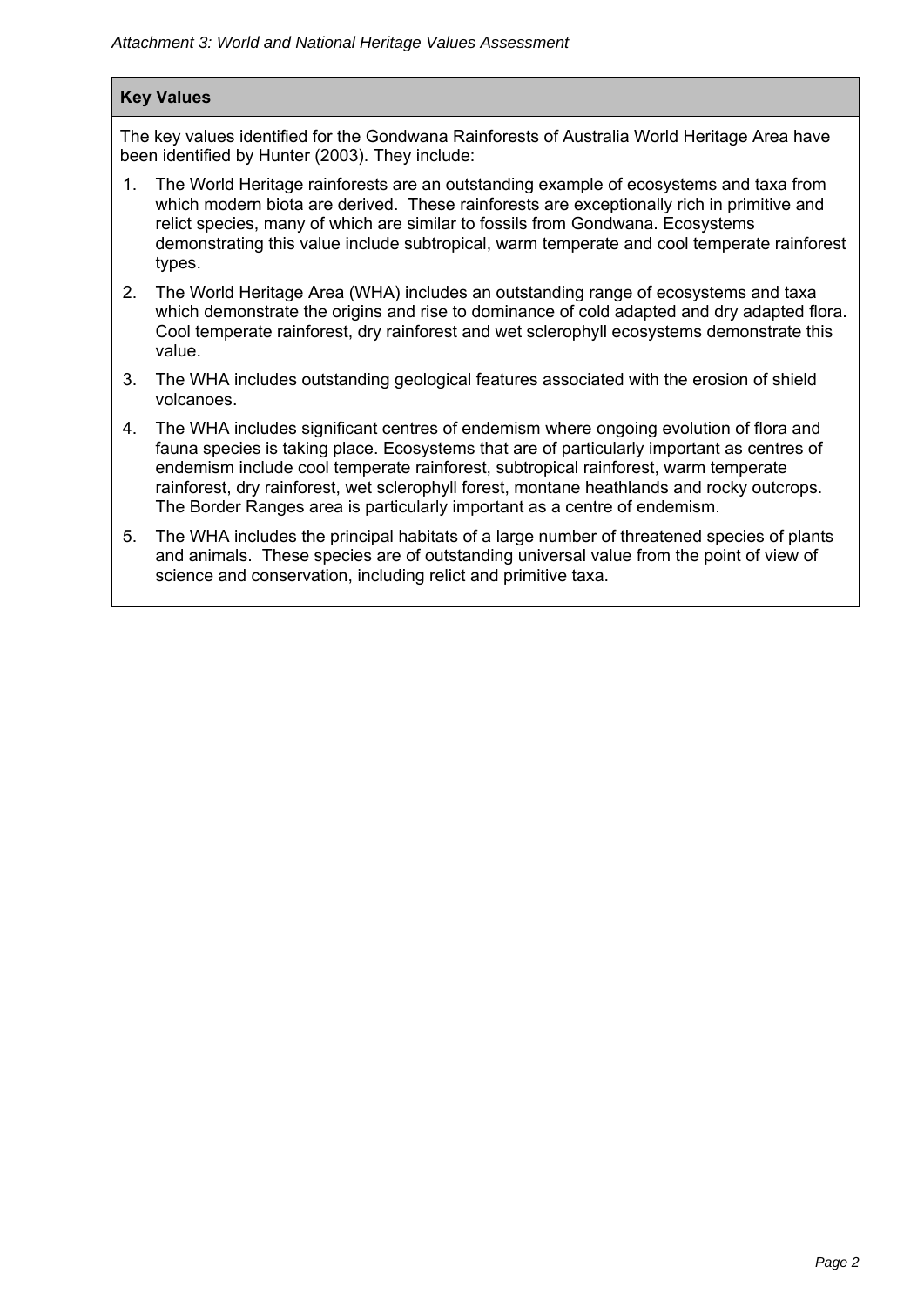### Key Values

The key values identified for the Gondwana Rainforests of Australia World Heritage Area have been identified by Hunter (2003). They include:

1. The World Heritage rainforests are an outstanding example of ecosystems and taxa from which modern biota are derived. These rainforests are exceptionally rich in primitive and relict species, many of which are similar to fossils from Gondwana. Ecosystems demonstrating this value include subtropical, warm temperate and cool temperate rainforest types.
2. The World Heritage Area (WHA) includes an outstanding range of ecosystems and taxa which demonstrate the origins and rise to dominance of cold adapted and dry adapted flora. Cool temperate rainforest, dry rainforest and wet sclerophyll ecosystems demonstrate this value.
3. The WHA includes outstanding geological features associated with the erosion of shield volcanoes.
4. The WHA includes significant centres of endemism where ongoing evolution of flora and fauna species is taking place. Ecosystems that are of particularly important as centres of endemism include cool temperate rainforest, subtropical rainforest, warm temperate rainforest, dry rainforest, wet sclerophyll forest, montane heathlands and rocky outcrops. The Border Ranges area is particularly important as a centre of endemism.
5. The WHA includes the principal habitats of a large number of threatened species of plants and animals. These species are of outstanding universal value from the point of view of science and conservation, including relict and primitive taxa.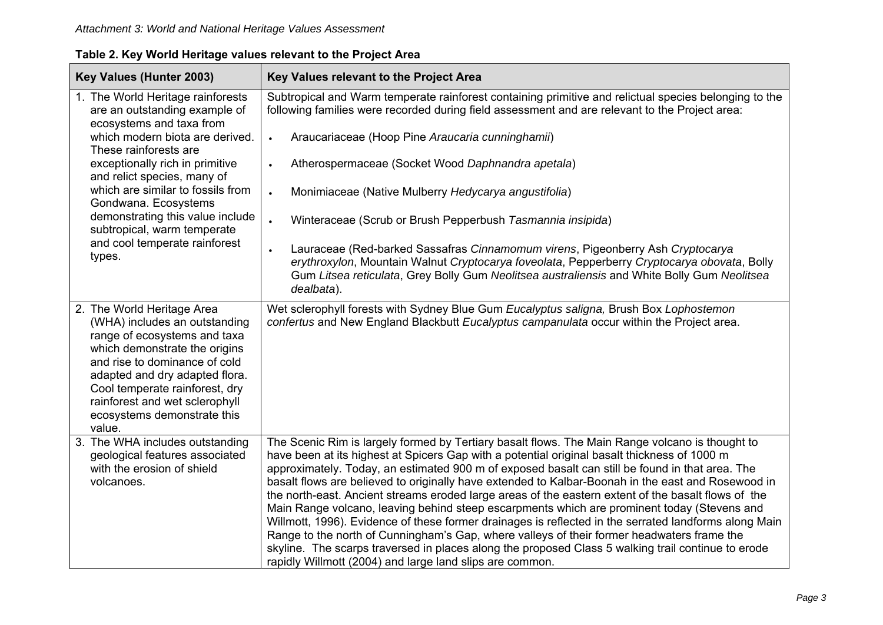**Table 2. Key World Heritage values relevant to the Project Area**

| Key Values (Hunter 2003) | Key Values relevant to the Project Area |
|---|---|
| 1. The World Heritage rainforests are an outstanding example of ecosystems and taxa from which modern biota are derived. These rainforests are exceptionally rich in primitive and relict species, many of which are similar to fossils from Gondwana. Ecosystems demonstrating this value include subtropical, warm temperate and cool temperate rainforest types. | Subtropical and Warm temperate rainforest containing primitive and relictual species belonging to the following families were recorded during field assessment and are relevant to the Project area:<br>• Araucariaceae (Hoop Pine *Araucaria cunninghamii*)<br>• Atherospermaceae (Socket Wood *Daphnandra apetala*)<br>• Monimiaceae (Native Mulberry *Hedycarya angustifolia*)<br>• Winteraceae (Scrub or Brush Pepperbush *Tasmannia insipida*)<br>• Lauraceae (Red-barked Sassafras *Cinnamomum virens*, Pigeonberry Ash *Cryptocarya erythroxylon*, Mountain Walnut *Cryptocarya foveolata*, Pepperberry *Cryptocarya obovata*, Bolly Gum *Litsea reticulata*, Grey Bolly Gum *Neolitsea australiensis* and White Bolly Gum *Neolitsea dealbata*). |
| 2. The World Heritage Area (WHA) includes an outstanding range of ecosystems and taxa which demonstrate the origins and rise to dominance of cold adapted and dry adapted flora. Cool temperate rainforest, dry rainforest and wet sclerophyll ecosystems demonstrate this value. | Wet sclerophyll forests with Sydney Blue Gum *Eucalyptus saligna,* Brush Box *Lophostemon confertus* and New England Blackbutt *Eucalyptus campanulata* occur within the Project area. |
| 3. The WHA includes outstanding geological features associated with the erosion of shield volcanoes. | The Scenic Rim is largely formed by Tertiary basalt flows. The Main Range volcano is thought to have been at its highest at Spicers Gap with a potential original basalt thickness of 1000 m approximately. Today, an estimated 900 m of exposed basalt can still be found in that area. The basalt flows are believed to originally have extended to Kalbar-Boonah in the east and Rosewood in the north-east. Ancient streams eroded large areas of the eastern extent of the basalt flows of the Main Range volcano, leaving behind steep escarpments which are prominent today (Stevens and Willmott, 1996). Evidence of these former drainages is reflected in the serrated landforms along Main Range to the north of Cunningham's Gap, where valleys of their former headwaters frame the skyline. The scarps traversed in places along the proposed Class 5 walking trail continue to erode rapidly Willmott (2004) and large land slips are common. |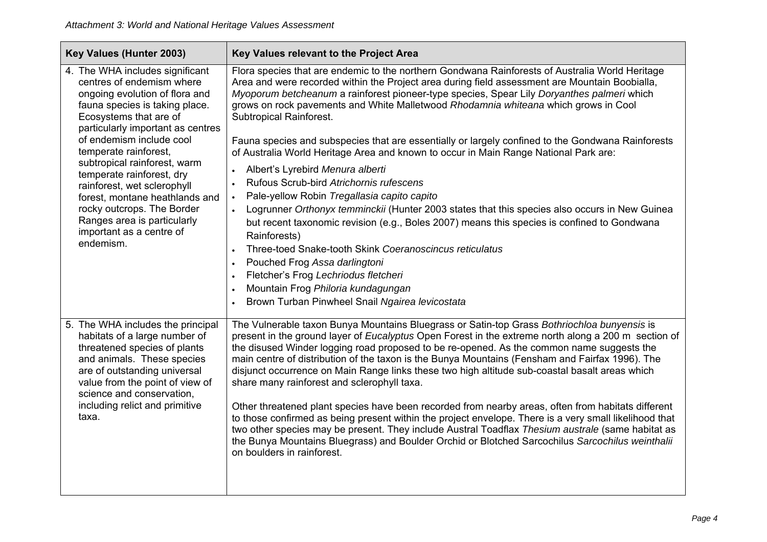| Key Values (Hunter 2003) | Key Values relevant to the Project Area |
|---|---|
| 4. The WHA includes significant centres of endemism where ongoing evolution of flora and fauna species is taking place. Ecosystems that are of particularly important as centres of endemism include cool temperate rainforest, subtropical rainforest, warm temperate rainforest, dry rainforest, wet sclerophyll forest, montane heathlands and rocky outcrops. The Border Ranges area is particularly important as a centre of endemism. | Flora species that are endemic to the northern Gondwana Rainforests of Australia World Heritage Area and were recorded within the Project area during field assessment are Mountain Boobialla, *Myoporum betcheanum* a rainforest pioneer-type species, Spear Lily *Doryanthes palmeri* which grows on rock pavements and White Malletwood *Rhodamnia whiteana* which grows in Cool Subtropical Rainforest.<br><br>Fauna species and subspecies that are essentially or largely confined to the Gondwana Rainforests of Australia World Heritage Area and known to occur in Main Range National Park are:<br>• Albert's Lyrebird *Menura alberti*<br>• Rufous Scrub-bird *Atrichornis rufescens*<br>• Pale-yellow Robin *Tregallasia capito capito*<br>• Logrunner *Orthonyx temminckii* (Hunter 2003 states that this species also occurs in New Guinea but recent taxonomic revision (e.g., Boles 2007) means this species is confined to Gondwana Rainforests)<br>• Three-toed Snake-tooth Skink *Coeranoscincus reticulatus*<br>• Pouched Frog *Assa darlingtoni*<br>• Fletcher's Frog *Lechriodus fletcheri*<br>• Mountain Frog *Philoria kundagungan*<br>• Brown Turban Pinwheel Snail *Ngairea levicostata* |
| 5. The WHA includes the principal habitats of a large number of threatened species of plants and animals. These species are of outstanding universal value from the point of view of science and conservation, including relict and primitive taxa. | The Vulnerable taxon Bunya Mountains Bluegrass or Satin-top Grass *Bothriochloa bunyensis* is present in the ground layer of *Eucalyptus* Open Forest in the extreme north along a 200 m section of the disused Winder logging road proposed to be re-opened. As the common name suggests the main centre of distribution of the taxon is the Bunya Mountains (Fensham and Fairfax 1996). The disjunct occurrence on Main Range links these two high altitude sub-coastal basalt areas which share many rainforest and sclerophyll taxa.<br><br>Other threatened plant species have been recorded from nearby areas, often from habitats different to those confirmed as being present within the project envelope. There is a very small likelihood that two other species may be present. They include Austral Toadflax *Thesium australe* (same habitat as the Bunya Mountains Bluegrass) and Boulder Orchid or Blotched Sarcochilus *Sarcochilus weinthalii* on boulders in rainforest. |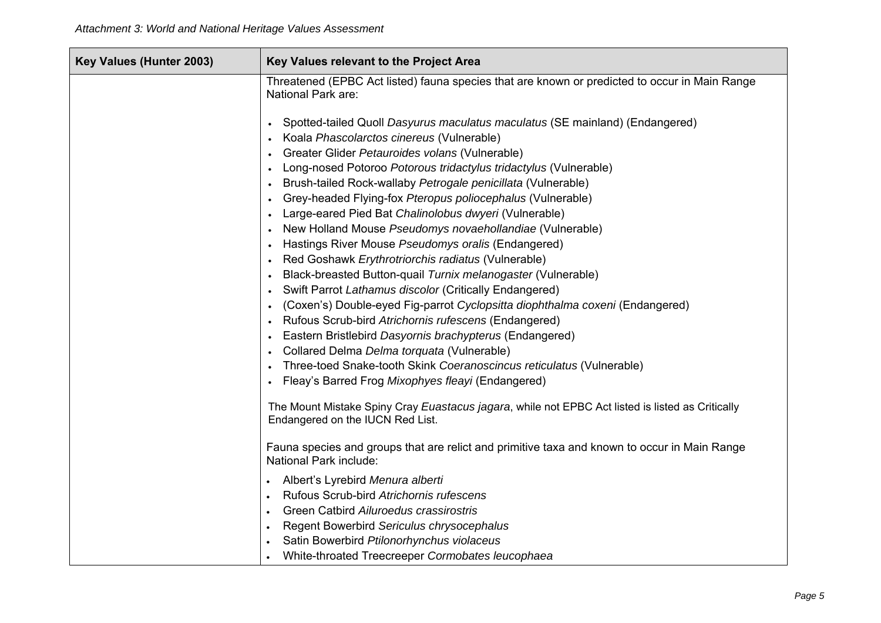| Key Values (Hunter 2003) | Key Values relevant to the Project Area |
|---|---|
| | Threatened (EPBC Act listed) fauna species that are known or predicted to occur in Main Range National Park are:<br><br>• Spotted-tailed Quoll *Dasyurus maculatus maculatus* (SE mainland) (Endangered)<br>• Koala *Phascolarctos cinereus* (Vulnerable)<br>• Greater Glider *Petauroides volans* (Vulnerable)<br>• Long-nosed Potoroo *Potorous tridactylus tridactylus* (Vulnerable)<br>• Brush-tailed Rock-wallaby *Petrogale penicillata* (Vulnerable)<br>• Grey-headed Flying-fox *Pteropus poliocephalus* (Vulnerable)<br>• Large-eared Pied Bat *Chalinolobus dwyeri* (Vulnerable)<br>• New Holland Mouse *Pseudomys novaehollandiae* (Vulnerable)<br>• Hastings River Mouse *Pseudomys oralis* (Endangered)<br>• Red Goshawk *Erythrotriorchis radiatus* (Vulnerable)<br>• Black-breasted Button-quail *Turnix melanogaster* (Vulnerable)<br>• Swift Parrot *Lathamus discolor* (Critically Endangered)<br>• (Coxen's) Double-eyed Fig-parrot *Cyclopsitta diophthalma coxeni* (Endangered)<br>• Rufous Scrub-bird *Atrichornis rufescens* (Endangered)<br>• Eastern Bristlebird *Dasyornis brachypterus* (Endangered)<br>• Collared Delma *Delma torquata* (Vulnerable)<br>• Three-toed Snake-tooth Skink *Coeranoscincus reticulatus* (Vulnerable)<br>• Fleay's Barred Frog *Mixophyes fleayi* (Endangered)<br><br>The Mount Mistake Spiny Cray *Euastacus jagara*, while not EPBC Act listed is listed as Critically Endangered on the IUCN Red List.<br><br>Fauna species and groups that are relict and primitive taxa and known to occur in Main Range National Park include:<br><br>• Albert's Lyrebird *Menura alberti*<br>• Rufous Scrub-bird *Atrichornis rufescens*<br>• Green Catbird *Ailuroedus crassirostris*<br>• Regent Bowerbird *Sericulus chrysocephalus*<br>• Satin Bowerbird *Ptilonorhynchus violaceus*<br>• White-throated Treecreeper *Cormobates leucophaea* |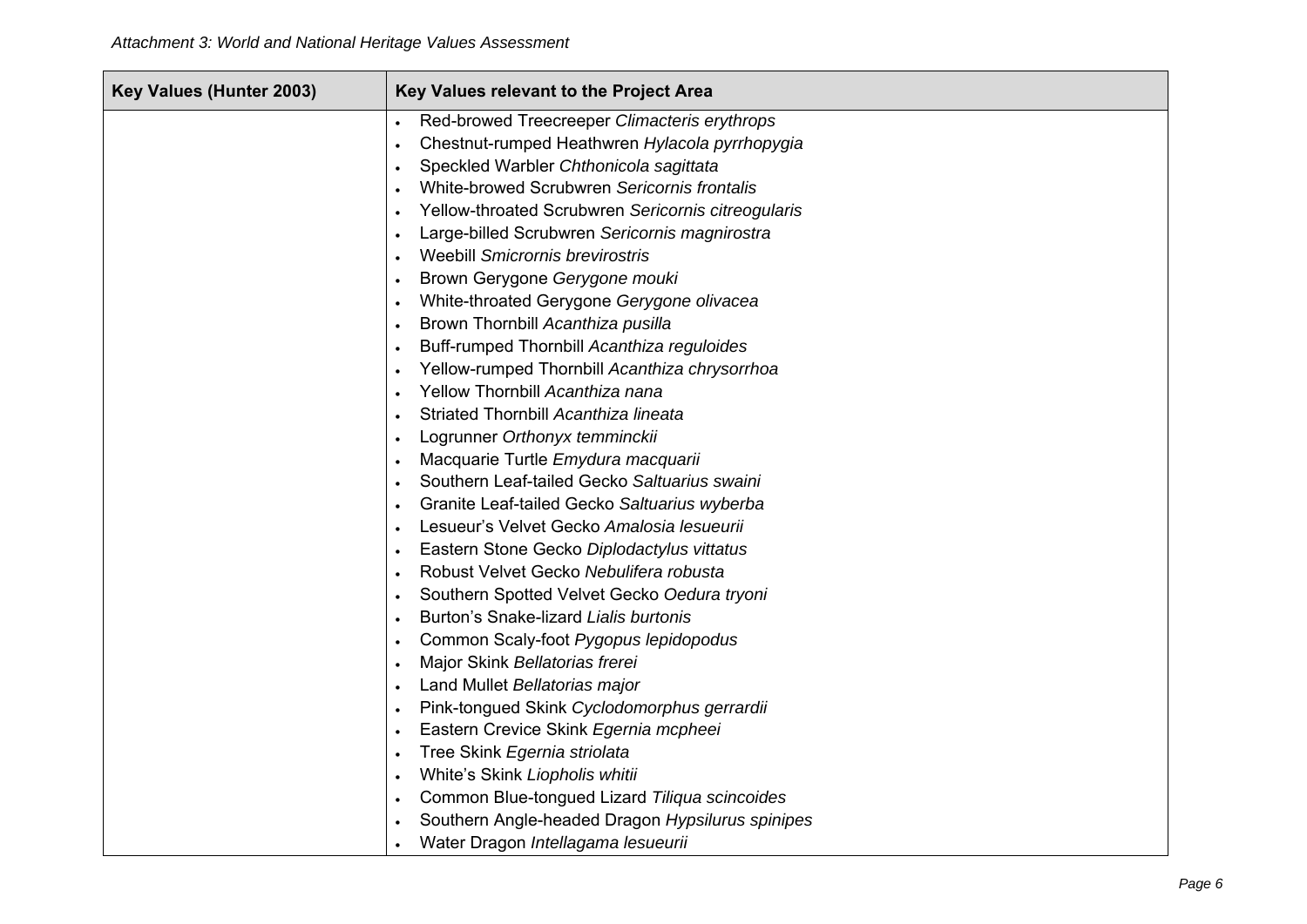| Key Values (Hunter 2003) | Key Values relevant to the Project Area |
|---|---|
| | • Red-browed Treecreeper *Climacteris erythrops*<br>• Chestnut-rumped Heathwren *Hylacola pyrrhopygia*<br>• Speckled Warbler *Chthonicola sagittata*<br>• White-browed Scrubwren *Sericornis frontalis*<br>• Yellow-throated Scrubwren *Sericornis citreogularis*<br>• Large-billed Scrubwren *Sericornis magnirostra*<br>• Weebill *Smicrornis brevirostris*<br>• Brown Gerygone *Gerygone mouki*<br>• White-throated Gerygone *Gerygone olivacea*<br>• Brown Thornbill *Acanthiza pusilla*<br>• Buff-rumped Thornbill *Acanthiza reguloides*<br>• Yellow-rumped Thornbill *Acanthiza chrysorrhoa*<br>• Yellow Thornbill *Acanthiza nana*<br>• Striated Thornbill *Acanthiza lineata*<br>• Logrunner *Orthonyx temminckii*<br>• Macquarie Turtle *Emydura macquarii*<br>• Southern Leaf-tailed Gecko *Saltuarius swaini*<br>• Granite Leaf-tailed Gecko *Saltuarius wyberba*<br>• Lesueur's Velvet Gecko *Amalosia lesueurii*<br>• Eastern Stone Gecko *Diplodactylus vittatus*<br>• Robust Velvet Gecko *Nebulifera robusta*<br>• Southern Spotted Velvet Gecko *Oedura tryoni*<br>• Burton's Snake-lizard *Lialis burtonis*<br>• Common Scaly-foot *Pygopus lepidopodus*<br>• Major Skink *Bellatorias frerei*<br>• Land Mullet *Bellatorias major*<br>• Pink-tongued Skink *Cyclodomorphus gerrardii*<br>• Eastern Crevice Skink *Egernia mcpheei*<br>• Tree Skink *Egernia striolata*<br>• White's Skink *Liopholis whitii*<br>• Common Blue-tongued Lizard *Tiliqua scincoides*<br>• Southern Angle-headed Dragon *Hypsilurus spinipes*<br>• Water Dragon *Intellagama lesueurii* |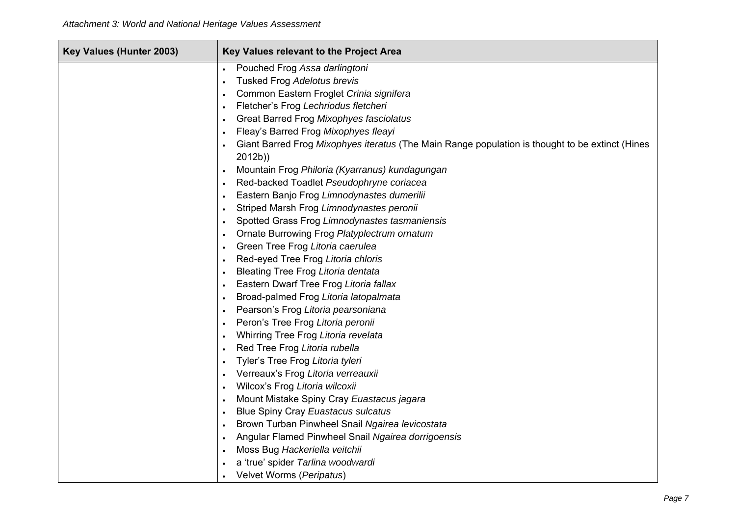| Key Values (Hunter 2003) | Key Values relevant to the Project Area |
|---|---|
| | • Pouched Frog *Assa darlingtoni*<br>• Tusked Frog *Adelotus brevis*<br>• Common Eastern Froglet *Crinia signifera*<br>• Fletcher's Frog *Lechriodus fletcheri*<br>• Great Barred Frog *Mixophyes fasciolatus*<br>• Fleay's Barred Frog *Mixophyes fleayi*<br>• Giant Barred Frog *Mixophyes iteratus* (The Main Range population is thought to be extinct (Hines 2012b))<br>• Mountain Frog *Philoria (Kyarranus) kundagungan*<br>• Red-backed Toadlet *Pseudophryne coriacea*<br>• Eastern Banjo Frog *Limnodynastes dumerilii*<br>• Striped Marsh Frog *Limnodynastes peronii*<br>• Spotted Grass Frog *Limnodynastes tasmaniensis*<br>• Ornate Burrowing Frog *Platyplectrum ornatum*<br>• Green Tree Frog *Litoria caerulea*<br>• Red-eyed Tree Frog *Litoria chloris*<br>• Bleating Tree Frog *Litoria dentata*<br>• Eastern Dwarf Tree Frog *Litoria fallax*<br>• Broad-palmed Frog *Litoria latopalmata*<br>• Pearson's Frog *Litoria pearsoniana*<br>• Peron's Tree Frog *Litoria peronii*<br>• Whirring Tree Frog *Litoria revelata*<br>• Red Tree Frog *Litoria rubella*<br>• Tyler's Tree Frog *Litoria tyleri*<br>• Verreaux's Frog *Litoria verreauxii*<br>• Wilcox's Frog *Litoria wilcoxii*<br>• Mount Mistake Spiny Cray *Euastacus jagara*<br>• Blue Spiny Cray *Euastacus sulcatus*<br>• Brown Turban Pinwheel Snail *Ngairea levicostata*<br>• Angular Flamed Pinwheel Snail *Ngairea dorrigoensis*<br>• Moss Bug *Hackeriella veitchii*<br>• a 'true' spider *Tarlina woodwardi*<br>• Velvet Worms (*Peripatus*) |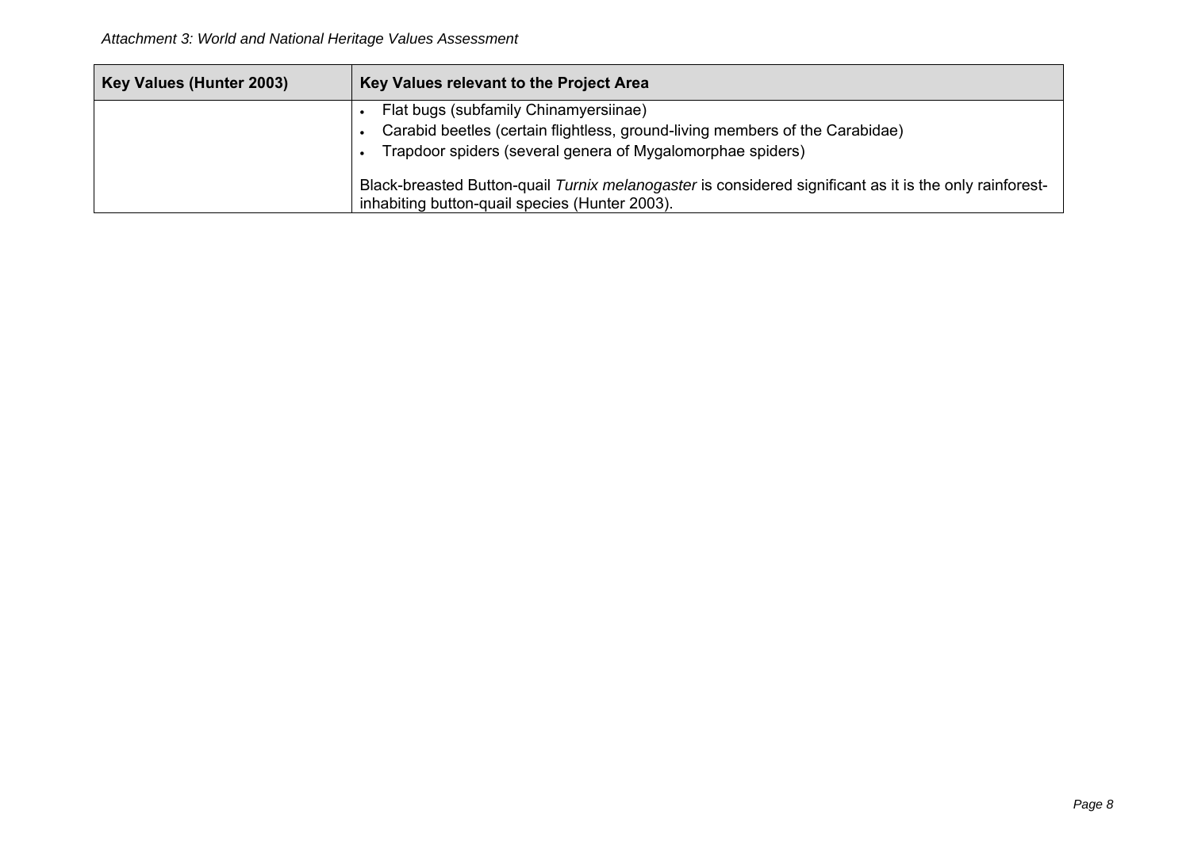| Key Values (Hunter 2003) | Key Values relevant to the Project Area |
|---|---|
| | • Flat bugs (subfamily Chinamyersiinae)<br>• Carabid beetles (certain flightless, ground-living members of the Carabidae)<br>• Trapdoor spiders (several genera of Mygalomorphae spiders)<br><br>Black-breasted Button-quail *Turnix melanogaster* is considered significant as it is the only rainforest-inhabiting button-quail species (Hunter 2003). |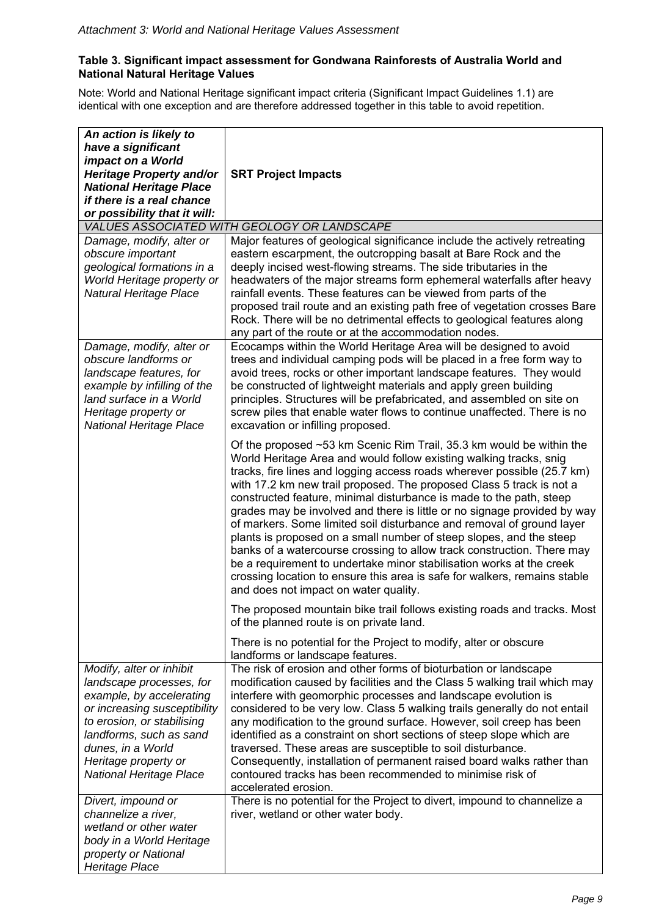*Attachment 3: World and National Heritage Values Assessment*

**Table 3. Significant impact assessment for Gondwana Rainforests of Australia World and National Natural Heritage Values**

Note: World and National Heritage significant impact criteria (Significant Impact Guidelines 1.1) are identical with one exception and are therefore addressed together in this table to avoid repetition.

| ***An action is likely to have a significant impact on a World Heritage Property and/or National Heritage Place if there is a real chance or possibility that it will:*** | **SRT Project Impacts** |
|---|---|
| *VALUES ASSOCIATED WITH GEOLOGY OR LANDSCAPE* | |
| *Damage, modify, alter or obscure important geological formations in a World Heritage property or Natural Heritage Place* | Major features of geological significance include the actively retreating eastern escarpment, the outcropping basalt at Bare Rock and the deeply incised west-flowing streams. The side tributaries in the headwaters of the major streams form ephemeral waterfalls after heavy rainfall events. These features can be viewed from parts of the proposed trail route and an existing path free of vegetation crosses Bare Rock. There will be no detrimental effects to geological features along any part of the route or at the accommodation nodes. |
| *Damage, modify, alter or obscure landforms or landscape features, for example by infilling of the land surface in a World Heritage property or National Heritage Place* | Ecocamps within the World Heritage Area will be designed to avoid trees and individual camping pods will be placed in a free form way to avoid trees, rocks or other important landscape features. They would be constructed of lightweight materials and apply green building principles. Structures will be prefabricated, and assembled on site on screw piles that enable water flows to continue unaffected. There is no excavation or infilling proposed.<br><br>Of the proposed ~53 km Scenic Rim Trail, 35.3 km would be within the World Heritage Area and would follow existing walking tracks, snig tracks, fire lines and logging access roads wherever possible (25.7 km) with 17.2 km new trail proposed. The proposed Class 5 track is not a constructed feature, minimal disturbance is made to the path, steep grades may be involved and there is little or no signage provided by way of markers. Some limited soil disturbance and removal of ground layer plants is proposed on a small number of steep slopes, and the steep banks of a watercourse crossing to allow track construction. There may be a requirement to undertake minor stabilisation works at the creek crossing location to ensure this area is safe for walkers, remains stable and does not impact on water quality.<br><br>The proposed mountain bike trail follows existing roads and tracks. Most of the planned route is on private land.<br><br>There is no potential for the Project to modify, alter or obscure landforms or landscape features. |
| *Modify, alter or inhibit landscape processes, for example, by accelerating or increasing susceptibility to erosion, or stabilising landforms, such as sand dunes, in a World Heritage property or National Heritage Place* | The risk of erosion and other forms of bioturbation or landscape modification caused by facilities and the Class 5 walking trail which may interfere with geomorphic processes and landscape evolution is considered to be very low. Class 5 walking trails generally do not entail any modification to the ground surface. However, soil creep has been identified as a constraint on short sections of steep slope which are traversed. These areas are susceptible to soil disturbance. Consequently, installation of permanent raised board walks rather than contoured tracks has been recommended to minimise risk of accelerated erosion. |
| *Divert, impound or channelize a river, wetland or other water body in a World Heritage property or National Heritage Place* | There is no potential for the Project to divert, impound to channelize a river, wetland or other water body. |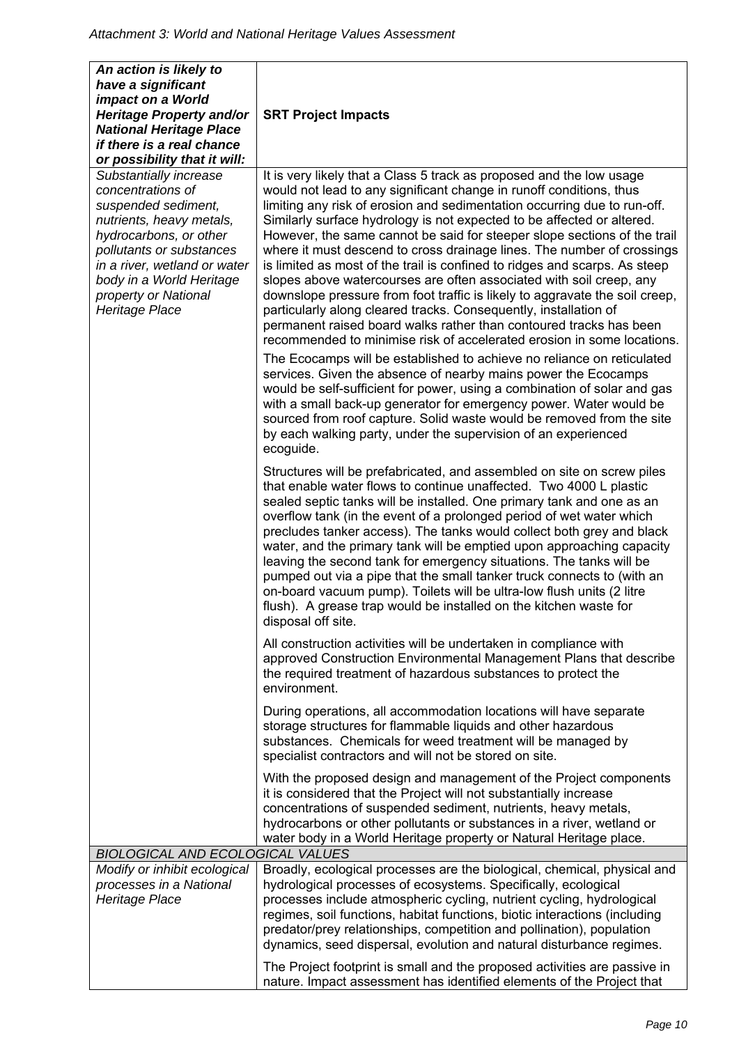| *An action is likely to have a significant impact on a World Heritage Property and/or National Heritage Place if there is a real chance or possibility that it will:* | **SRT Project Impacts** |
|---|---|
| *Substantially increase concentrations of suspended sediment, nutrients, heavy metals, hydrocarbons, or other pollutants or substances in a river, wetland or water body in a World Heritage property or National Heritage Place* | It is very likely that a Class 5 track as proposed and the low usage would not lead to any significant change in runoff conditions, thus limiting any risk of erosion and sedimentation occurring due to run-off. Similarly surface hydrology is not expected to be affected or altered. However, the same cannot be said for steeper slope sections of the trail where it must descend to cross drainage lines. The number of crossings is limited as most of the trail is confined to ridges and scarps. As steep slopes above watercourses are often associated with soil creep, any downslope pressure from foot traffic is likely to aggravate the soil creep, particularly along cleared tracks. Consequently, installation of permanent raised board walks rather than contoured tracks has been recommended to minimise risk of accelerated erosion in some locations.<br><br>The Ecocamps will be established to achieve no reliance on reticulated services. Given the absence of nearby mains power the Ecocamps would be self-sufficient for power, using a combination of solar and gas with a small back-up generator for emergency power. Water would be sourced from roof capture. Solid waste would be removed from the site by each walking party, under the supervision of an experienced ecoguide.<br><br>Structures will be prefabricated, and assembled on site on screw piles that enable water flows to continue unaffected. Two 4000 L plastic sealed septic tanks will be installed. One primary tank and one as an overflow tank (in the event of a prolonged period of wet water which precludes tanker access). The tanks would collect both grey and black water, and the primary tank will be emptied upon approaching capacity leaving the second tank for emergency situations. The tanks will be pumped out via a pipe that the small tanker truck connects to (with an on-board vacuum pump). Toilets will be ultra-low flush units (2 litre flush). A grease trap would be installed on the kitchen waste for disposal off site.<br><br>All construction activities will be undertaken in compliance with approved Construction Environmental Management Plans that describe the required treatment of hazardous substances to protect the environment.<br><br>During operations, all accommodation locations will have separate storage structures for flammable liquids and other hazardous substances. Chemicals for weed treatment will be managed by specialist contractors and will not be stored on site.<br><br>With the proposed design and management of the Project components it is considered that the Project will not substantially increase concentrations of suspended sediment, nutrients, heavy metals, hydrocarbons or other pollutants or substances in a river, wetland or water body in a World Heritage property or Natural Heritage place. |
| *BIOLOGICAL AND ECOLOGICAL VALUES* | |
| *Modify or inhibit ecological processes in a National Heritage Place* | Broadly, ecological processes are the biological, chemical, physical and hydrological processes of ecosystems. Specifically, ecological processes include atmospheric cycling, nutrient cycling, hydrological regimes, soil functions, habitat functions, biotic interactions (including predator/prey relationships, competition and pollination), population dynamics, seed dispersal, evolution and natural disturbance regimes.<br><br>The Project footprint is small and the proposed activities are passive in nature. Impact assessment has identified elements of the Project that |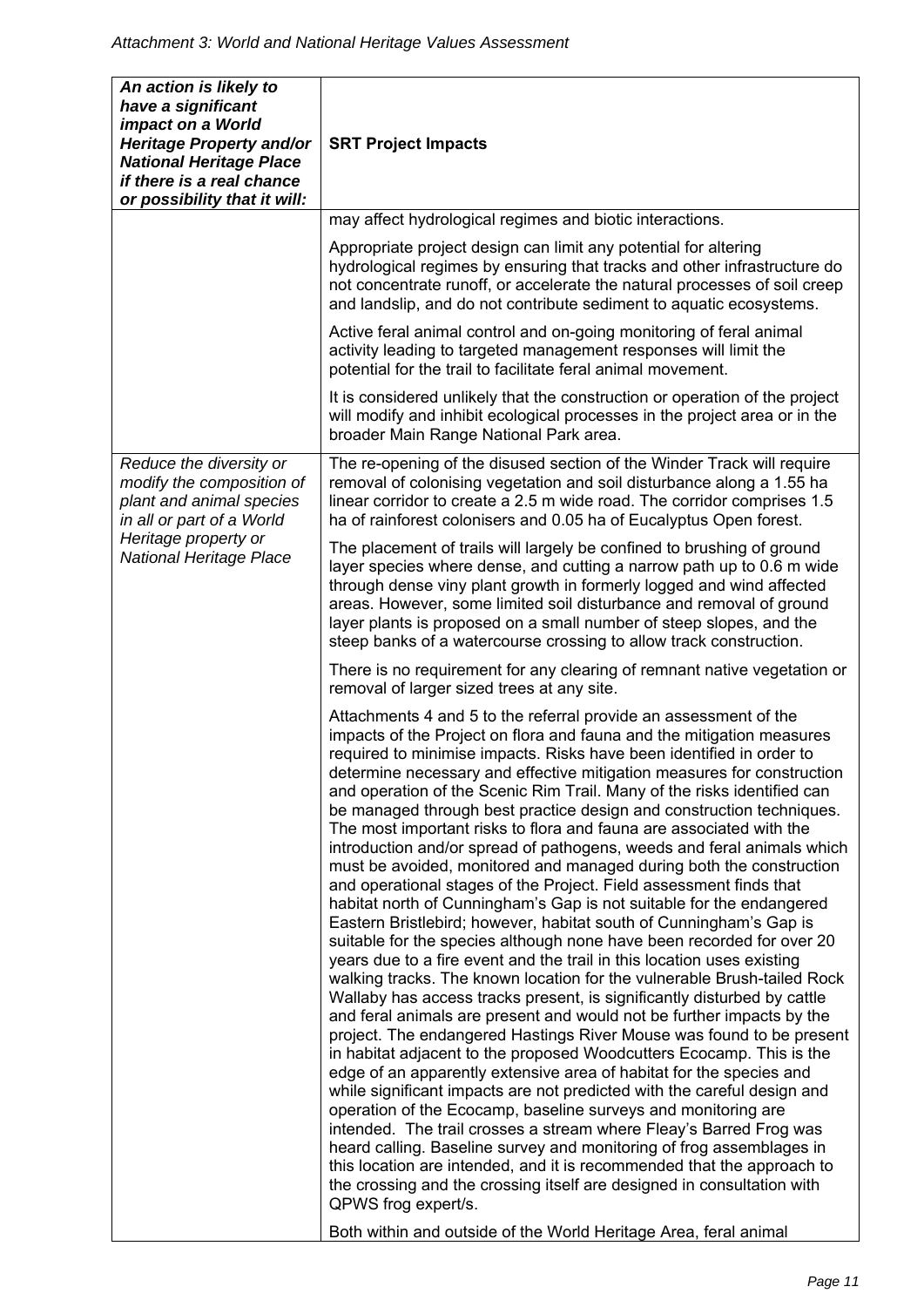| *An action is likely to have a significant impact on a World Heritage Property and/or National Heritage Place if there is a real chance or possibility that it will:* | **SRT Project Impacts** |
|---|---|
| | may affect hydrological regimes and biotic interactions.<br><br>Appropriate project design can limit any potential for altering hydrological regimes by ensuring that tracks and other infrastructure do not concentrate runoff, or accelerate the natural processes of soil creep and landslip, and do not contribute sediment to aquatic ecosystems.<br><br>Active feral animal control and on-going monitoring of feral animal activity leading to targeted management responses will limit the potential for the trail to facilitate feral animal movement.<br><br>It is considered unlikely that the construction or operation of the project will modify and inhibit ecological processes in the project area or in the broader Main Range National Park area. |
| *Reduce the diversity or modify the composition of plant and animal species in all or part of a World Heritage property or National Heritage Place* | The re-opening of the disused section of the Winder Track will require removal of colonising vegetation and soil disturbance along a 1.55 ha linear corridor to create a 2.5 m wide road. The corridor comprises 1.5 ha of rainforest colonisers and 0.05 ha of Eucalyptus Open forest.<br><br>The placement of trails will largely be confined to brushing of ground layer species where dense, and cutting a narrow path up to 0.6 m wide through dense viny plant growth in formerly logged and wind affected areas. However, some limited soil disturbance and removal of ground layer plants is proposed on a small number of steep slopes, and the steep banks of a watercourse crossing to allow track construction.<br><br>There is no requirement for any clearing of remnant native vegetation or removal of larger sized trees at any site.<br><br>Attachments 4 and 5 to the referral provide an assessment of the impacts of the Project on flora and fauna and the mitigation measures required to minimise impacts. Risks have been identified in order to determine necessary and effective mitigation measures for construction and operation of the Scenic Rim Trail. Many of the risks identified can be managed through best practice design and construction techniques. The most important risks to flora and fauna are associated with the introduction and/or spread of pathogens, weeds and feral animals which must be avoided, monitored and managed during both the construction and operational stages of the Project. Field assessment finds that habitat north of Cunningham's Gap is not suitable for the endangered Eastern Bristlebird; however, habitat south of Cunningham's Gap is suitable for the species although none have been recorded for over 20 years due to a fire event and the trail in this location uses existing walking tracks. The known location for the vulnerable Brush-tailed Rock Wallaby has access tracks present, is significantly disturbed by cattle and feral animals are present and would not be further impacts by the project. The endangered Hastings River Mouse was found to be present in habitat adjacent to the proposed Woodcutters Ecocamp. This is the edge of an apparently extensive area of habitat for the species and while significant impacts are not predicted with the careful design and operation of the Ecocamp, baseline surveys and monitoring are intended. The trail crosses a stream where Fleay's Barred Frog was heard calling. Baseline survey and monitoring of frog assemblages in this location are intended, and it is recommended that the approach to the crossing and the crossing itself are designed in consultation with QPWS frog expert/s.<br><br>Both within and outside of the World Heritage Area, feral animal |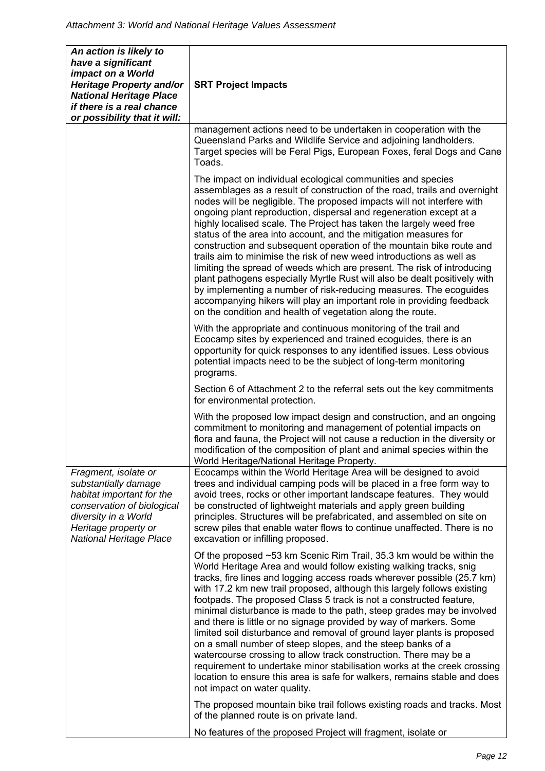| *An action is likely to have a significant impact on a World Heritage Property and/or National Heritage Place if there is a real chance or possibility that it will:* | **SRT Project Impacts** |
|---|---|
| | management actions need to be undertaken in cooperation with the Queensland Parks and Wildlife Service and adjoining landholders. Target species will be Feral Pigs, European Foxes, feral Dogs and Cane Toads.<br><br>The impact on individual ecological communities and species assemblages as a result of construction of the road, trails and overnight nodes will be negligible. The proposed impacts will not interfere with ongoing plant reproduction, dispersal and regeneration except at a highly localised scale. The Project has taken the largely weed free status of the area into account, and the mitigation measures for construction and subsequent operation of the mountain bike route and trails aim to minimise the risk of new weed introductions as well as limiting the spread of weeds which are present. The risk of introducing plant pathogens especially Myrtle Rust will also be dealt positively with by implementing a number of risk-reducing measures. The ecoguides accompanying hikers will play an important role in providing feedback on the condition and health of vegetation along the route.<br><br>With the appropriate and continuous monitoring of the trail and Ecocamp sites by experienced and trained ecoguides, there is an opportunity for quick responses to any identified issues. Less obvious potential impacts need to be the subject of long-term monitoring programs.<br><br>Section 6 of Attachment 2 to the referral sets out the key commitments for environmental protection.<br><br>With the proposed low impact design and construction, and an ongoing commitment to monitoring and management of potential impacts on flora and fauna, the Project will not cause a reduction in the diversity or modification of the composition of plant and animal species within the World Heritage/National Heritage Property. |
| *Fragment, isolate or substantially damage habitat important for the conservation of biological diversity in a World Heritage property or National Heritage Place* | Ecocamps within the World Heritage Area will be designed to avoid trees and individual camping pods will be placed in a free form way to avoid trees, rocks or other important landscape features. They would be constructed of lightweight materials and apply green building principles. Structures will be prefabricated, and assembled on site on screw piles that enable water flows to continue unaffected. There is no excavation or infilling proposed.<br><br>Of the proposed ~53 km Scenic Rim Trail, 35.3 km would be within the World Heritage Area and would follow existing walking tracks, snig tracks, fire lines and logging access roads wherever possible (25.7 km) with 17.2 km new trail proposed, although this largely follows existing footpads. The proposed Class 5 track is not a constructed feature, minimal disturbance is made to the path, steep grades may be involved and there is little or no signage provided by way of markers. Some limited soil disturbance and removal of ground layer plants is proposed on a small number of steep slopes, and the steep banks of a watercourse crossing to allow track construction. There may be a requirement to undertake minor stabilisation works at the creek crossing location to ensure this area is safe for walkers, remains stable and does not impact on water quality.<br><br>The proposed mountain bike trail follows existing roads and tracks. Most of the planned route is on private land.<br><br>No features of the proposed Project will fragment, isolate or |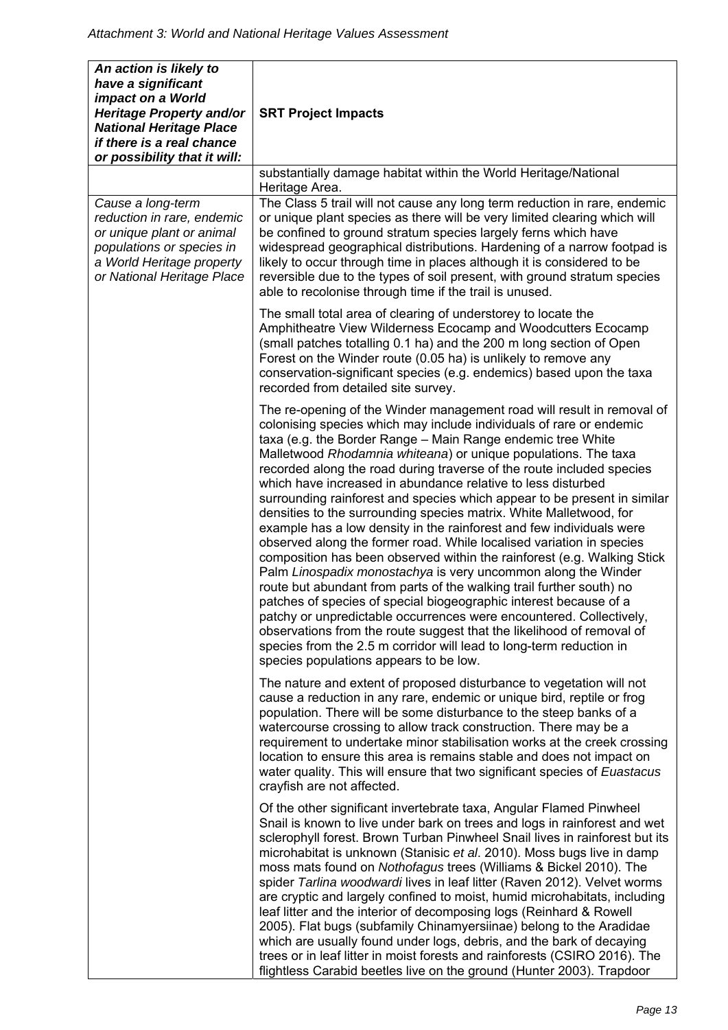| *An action is likely to have a significant impact on a World Heritage Property and/or National Heritage Place if there is a real chance or possibility that it will:* | **SRT Project Impacts** |
|---|---|
| | substantially damage habitat within the World Heritage/National Heritage Area. |
| *Cause a long-term reduction in rare, endemic or unique plant or animal populations or species in a World Heritage property or National Heritage Place* | The Class 5 trail will not cause any long term reduction in rare, endemic or unique plant species as there will be very limited clearing which will be confined to ground stratum species largely ferns which have widespread geographical distributions. Hardening of a narrow footpad is likely to occur through time in places although it is considered to be reversible due to the types of soil present, with ground stratum species able to recolonise through time if the trail is unused.<br><br>The small total area of clearing of understorey to locate the Amphitheatre View Wilderness Ecocamp and Woodcutters Ecocamp (small patches totalling 0.1 ha) and the 200 m long section of Open Forest on the Winder route (0.05 ha) is unlikely to remove any conservation-significant species (e.g. endemics) based upon the taxa recorded from detailed site survey.<br><br>The re-opening of the Winder management road will result in removal of colonising species which may include individuals of rare or endemic taxa (e.g. the Border Range – Main Range endemic tree White Malletwood *Rhodamnia whiteana*) or unique populations. The taxa recorded along the road during traverse of the route included species which have increased in abundance relative to less disturbed surrounding rainforest and species which appear to be present in similar densities to the surrounding species matrix. White Malletwood, for example has a low density in the rainforest and few individuals were observed along the former road. While localised variation in species composition has been observed within the rainforest (e.g. Walking Stick Palm *Linospadix monostachya* is very uncommon along the Winder route but abundant from parts of the walking trail further south) no patches of species of special biogeographic interest because of a patchy or unpredictable occurrences were encountered. Collectively, observations from the route suggest that the likelihood of removal of species from the 2.5 m corridor will lead to long-term reduction in species populations appears to be low.<br><br>The nature and extent of proposed disturbance to vegetation will not cause a reduction in any rare, endemic or unique bird, reptile or frog population. There will be some disturbance to the steep banks of a watercourse crossing to allow track construction. There may be a requirement to undertake minor stabilisation works at the creek crossing location to ensure this area is remains stable and does not impact on water quality. This will ensure that two significant species of *Euastacus* crayfish are not affected.<br><br>Of the other significant invertebrate taxa, Angular Flamed Pinwheel Snail is known to live under bark on trees and logs in rainforest and wet sclerophyll forest. Brown Turban Pinwheel Snail lives in rainforest but its microhabitat is unknown (Stanisic *et al*. 2010). Moss bugs live in damp moss mats found on *Nothofagus* trees (Williams & Bickel 2010). The spider *Tarlina woodwardi* lives in leaf litter (Raven 2012). Velvet worms are cryptic and largely confined to moist, humid microhabitats, including leaf litter and the interior of decomposing logs (Reinhard & Rowell 2005). Flat bugs (subfamily Chinamyersiinae) belong to the Aradidae which are usually found under logs, debris, and the bark of decaying trees or in leaf litter in moist forests and rainforests (CSIRO 2016). The flightless Carabid beetles live on the ground (Hunter 2003). Trapdoor |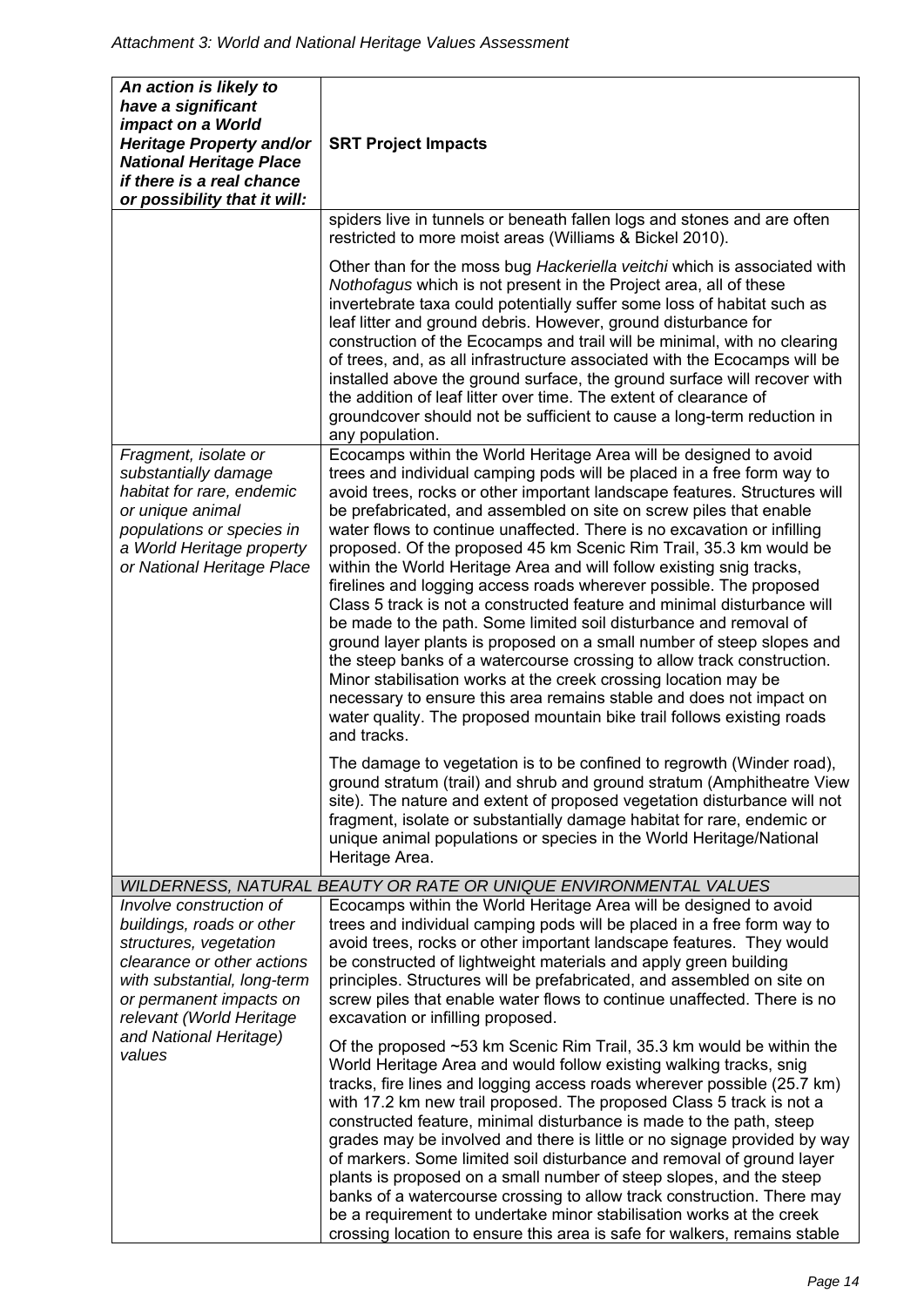*Attachment 3: World and National Heritage Values Assessment*

| *An action is likely to have a significant impact on a World Heritage Property and/or National Heritage Place if there is a real chance or possibility that it will:* | **SRT Project Impacts** |
|---|---|
| | spiders live in tunnels or beneath fallen logs and stones and are often restricted to more moist areas (Williams & Bickel 2010).<br><br>Other than for the moss bug *Hackeriella veitchi* which is associated with *Nothofagus* which is not present in the Project area, all of these invertebrate taxa could potentially suffer some loss of habitat such as leaf litter and ground debris. However, ground disturbance for construction of the Ecocamps and trail will be minimal, with no clearing of trees, and, as all infrastructure associated with the Ecocamps will be installed above the ground surface, the ground surface will recover with the addition of leaf litter over time. The extent of clearance of groundcover should not be sufficient to cause a long-term reduction in any population. |
| *Fragment, isolate or substantially damage habitat for rare, endemic or unique animal populations or species in a World Heritage property or National Heritage Place* | Ecocamps within the World Heritage Area will be designed to avoid trees and individual camping pods will be placed in a free form way to avoid trees, rocks or other important landscape features. Structures will be prefabricated, and assembled on site on screw piles that enable water flows to continue unaffected. There is no excavation or infilling proposed. Of the proposed 45 km Scenic Rim Trail, 35.3 km would be within the World Heritage Area and will follow existing snig tracks, firelines and logging access roads wherever possible. The proposed Class 5 track is not a constructed feature and minimal disturbance will be made to the path. Some limited soil disturbance and removal of ground layer plants is proposed on a small number of steep slopes and the steep banks of a watercourse crossing to allow track construction. Minor stabilisation works at the creek crossing location may be necessary to ensure this area remains stable and does not impact on water quality. The proposed mountain bike trail follows existing roads and tracks.<br><br>The damage to vegetation is to be confined to regrowth (Winder road), ground stratum (trail) and shrub and ground stratum (Amphitheatre View site). The nature and extent of proposed vegetation disturbance will not fragment, isolate or substantially damage habitat for rare, endemic or unique animal populations or species in the World Heritage/National Heritage Area. |
| *WILDERNESS, NATURAL BEAUTY OR RATE OR UNIQUE ENVIRONMENTAL VALUES* | |
| *Involve construction of buildings, roads or other structures, vegetation clearance or other actions with substantial, long-term or permanent impacts on relevant (World Heritage and National Heritage) values* | Ecocamps within the World Heritage Area will be designed to avoid trees and individual camping pods will be placed in a free form way to avoid trees, rocks or other important landscape features. They would be constructed of lightweight materials and apply green building principles. Structures will be prefabricated, and assembled on site on screw piles that enable water flows to continue unaffected. There is no excavation or infilling proposed.<br><br>Of the proposed ~53 km Scenic Rim Trail, 35.3 km would be within the World Heritage Area and would follow existing walking tracks, snig tracks, fire lines and logging access roads wherever possible (25.7 km) with 17.2 km new trail proposed. The proposed Class 5 track is not a constructed feature, minimal disturbance is made to the path, steep grades may be involved and there is little or no signage provided by way of markers. Some limited soil disturbance and removal of ground layer plants is proposed on a small number of steep slopes, and the steep banks of a watercourse crossing to allow track construction. There may be a requirement to undertake minor stabilisation works at the creek crossing location to ensure this area is safe for walkers, remains stable |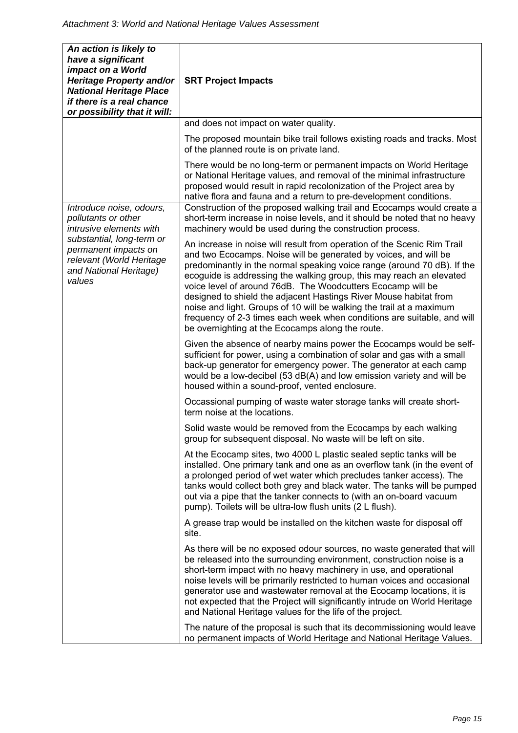| *An action is likely to have a significant impact on a World Heritage Property and/or National Heritage Place if there is a real chance or possibility that it will:* | **SRT Project Impacts** |
|---|---|
| | and does not impact on water quality.<br><br>The proposed mountain bike trail follows existing roads and tracks. Most of the planned route is on private land.<br><br>There would be no long-term or permanent impacts on World Heritage or National Heritage values, and removal of the minimal infrastructure proposed would result in rapid recolonization of the Project area by native flora and fauna and a return to pre-development conditions. |
| *Introduce noise, odours, pollutants or other intrusive elements with substantial, long-term or permanent impacts on relevant (World Heritage and National Heritage) values* | Construction of the proposed walking trail and Ecocamps would create a short-term increase in noise levels, and it should be noted that no heavy machinery would be used during the construction process.<br><br>An increase in noise will result from operation of the Scenic Rim Trail and two Ecocamps. Noise will be generated by voices, and will be predominantly in the normal speaking voice range (around 70 dB). If the ecoguide is addressing the walking group, this may reach an elevated voice level of around 76dB. The Woodcutters Ecocamp will be designed to shield the adjacent Hastings River Mouse habitat from noise and light. Groups of 10 will be walking the trail at a maximum frequency of 2-3 times each week when conditions are suitable, and will be overnighting at the Ecocamps along the route.<br><br>Given the absence of nearby mains power the Ecocamps would be self-sufficient for power, using a combination of solar and gas with a small back-up generator for emergency power. The generator at each camp would be a low-decibel (53 dB(A) and low emission variety and will be housed within a sound-proof, vented enclosure.<br><br>Occassional pumping of waste water storage tanks will create short-term noise at the locations.<br><br>Solid waste would be removed from the Ecocamps by each walking group for subsequent disposal. No waste will be left on site.<br><br>At the Ecocamp sites, two 4000 L plastic sealed septic tanks will be installed. One primary tank and one as an overflow tank (in the event of a prolonged period of wet water which precludes tanker access). The tanks would collect both grey and black water. The tanks will be pumped out via a pipe that the tanker connects to (with an on-board vacuum pump). Toilets will be ultra-low flush units (2 L flush).<br><br>A grease trap would be installed on the kitchen waste for disposal off site.<br><br>As there will be no exposed odour sources, no waste generated that will be released into the surrounding environment, construction noise is a short-term impact with no heavy machinery in use, and operational noise levels will be primarily restricted to human voices and occasional generator use and wastewater removal at the Ecocamp locations, it is not expected that the Project will significantly intrude on World Heritage and National Heritage values for the life of the project.<br><br>The nature of the proposal is such that its decommissioning would leave no permanent impacts of World Heritage and National Heritage Values. |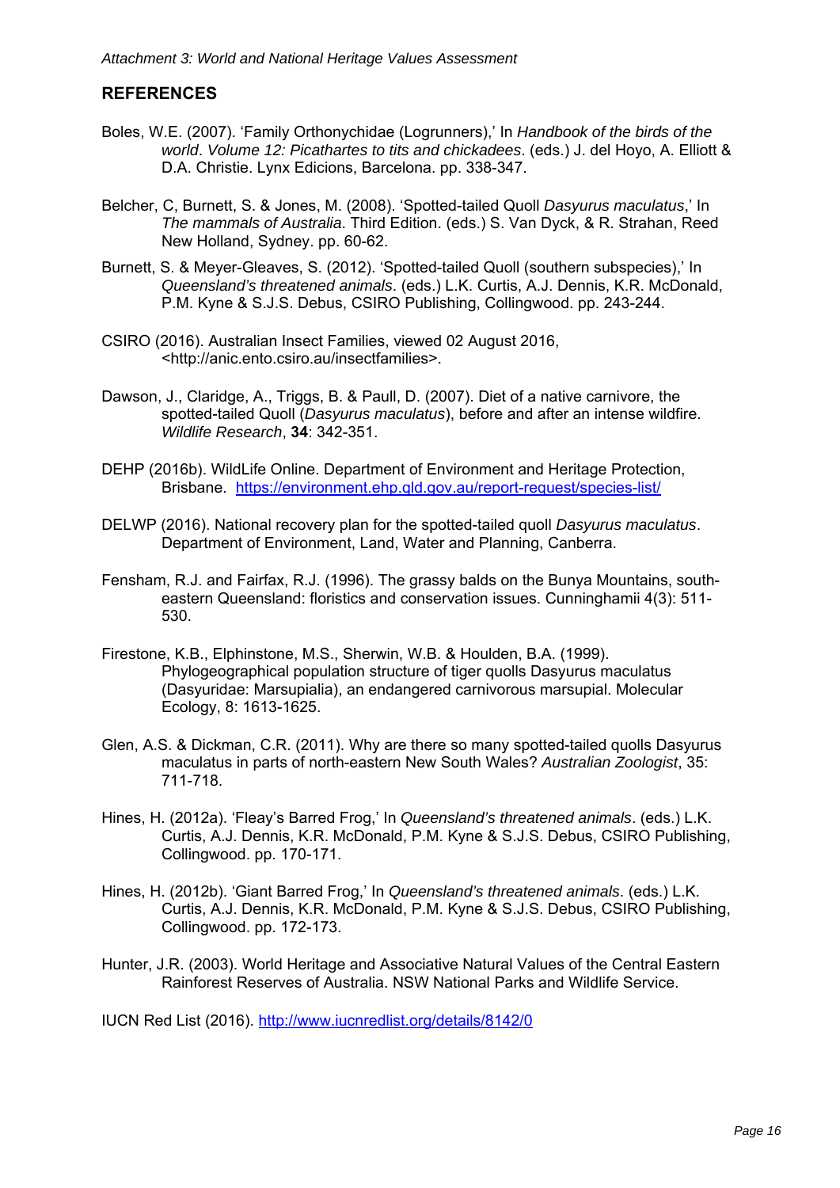## REFERENCES

Boles, W.E. (2007). 'Family Orthonychidae (Logrunners),' In *Handbook of the birds of the world*. *Volume 12: Picathartes to tits and chickadees*. (eds.) J. del Hoyo, A. Elliott & D.A. Christie. Lynx Edicions, Barcelona. pp. 338-347.

Belcher, C, Burnett, S. & Jones, M. (2008). 'Spotted-tailed Quoll *Dasyurus maculatus*,' In *The mammals of Australia*. Third Edition. (eds.) S. Van Dyck, & R. Strahan, Reed New Holland, Sydney. pp. 60-62.

Burnett, S. & Meyer-Gleaves, S. (2012). 'Spotted-tailed Quoll (southern subspecies),' In *Queensland's threatened animals*. (eds.) L.K. Curtis, A.J. Dennis, K.R. McDonald, P.M. Kyne & S.J.S. Debus, CSIRO Publishing, Collingwood. pp. 243-244.

CSIRO (2016). Australian Insect Families, viewed 02 August 2016, <http://anic.ento.csiro.au/insectfamilies>.

Dawson, J., Claridge, A., Triggs, B. & Paull, D. (2007). Diet of a native carnivore, the spotted-tailed Quoll (*Dasyurus maculatus*), before and after an intense wildfire. *Wildlife Research*, **34**: 342-351.

DEHP (2016b). WildLife Online. Department of Environment and Heritage Protection, Brisbane. https://environment.ehp.qld.gov.au/report-request/species-list/

DELWP (2016). National recovery plan for the spotted-tailed quoll *Dasyurus maculatus*. Department of Environment, Land, Water and Planning, Canberra.

Fensham, R.J. and Fairfax, R.J. (1996). The grassy balds on the Bunya Mountains, south-eastern Queensland: floristics and conservation issues. Cunninghamii 4(3): 511-530.

Firestone, K.B., Elphinstone, M.S., Sherwin, W.B. & Houlden, B.A. (1999). Phylogeographical population structure of tiger quolls Dasyurus maculatus (Dasyuridae: Marsupialia), an endangered carnivorous marsupial. Molecular Ecology, 8: 1613-1625.

Glen, A.S. & Dickman, C.R. (2011). Why are there so many spotted-tailed quolls Dasyurus maculatus in parts of north-eastern New South Wales? *Australian Zoologist*, 35: 711-718.

Hines, H. (2012a). 'Fleay's Barred Frog,' In *Queensland's threatened animals*. (eds.) L.K. Curtis, A.J. Dennis, K.R. McDonald, P.M. Kyne & S.J.S. Debus, CSIRO Publishing, Collingwood. pp. 170-171.

Hines, H. (2012b). 'Giant Barred Frog,' In *Queensland's threatened animals*. (eds.) L.K. Curtis, A.J. Dennis, K.R. McDonald, P.M. Kyne & S.J.S. Debus, CSIRO Publishing, Collingwood. pp. 172-173.

Hunter, J.R. (2003). World Heritage and Associative Natural Values of the Central Eastern Rainforest Reserves of Australia. NSW National Parks and Wildlife Service.

IUCN Red List (2016). http://www.iucnredlist.org/details/8142/0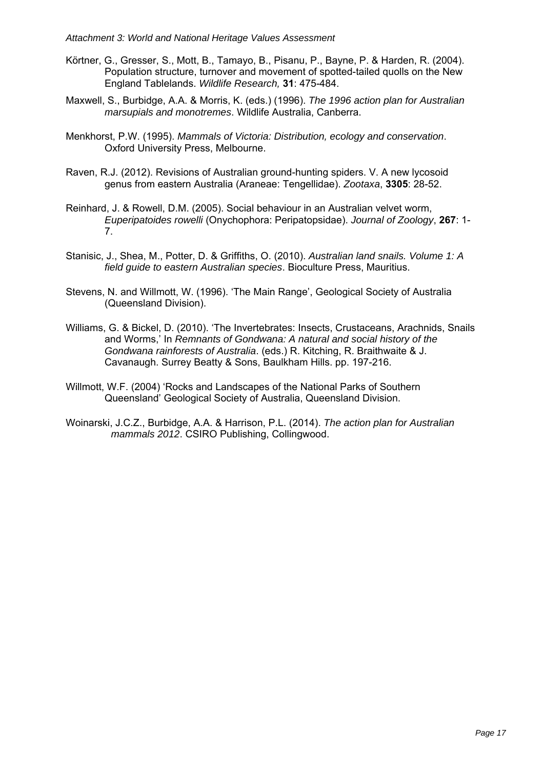Körtner, G., Gresser, S., Mott, B., Tamayo, B., Pisanu, P., Bayne, P. & Harden, R. (2004). Population structure, turnover and movement of spotted-tailed quolls on the New England Tablelands. *Wildlife Research,* **31**: 475-484.

Maxwell, S., Burbidge, A.A. & Morris, K. (eds.) (1996). *The 1996 action plan for Australian marsupials and monotremes*. Wildlife Australia, Canberra.

Menkhorst, P.W. (1995). *Mammals of Victoria: Distribution, ecology and conservation*. Oxford University Press, Melbourne.

Raven, R.J. (2012). Revisions of Australian ground-hunting spiders. V. A new lycosoid genus from eastern Australia (Araneae: Tengellidae). *Zootaxa*, **3305**: 28-52.

Reinhard, J. & Rowell, D.M. (2005). Social behaviour in an Australian velvet worm, *Euperipatoides rowelli* (Onychophora: Peripatopsidae). *Journal of Zoology*, **267**: 1-7.

Stanisic, J., Shea, M., Potter, D. & Griffiths, O. (2010). *Australian land snails. Volume 1: A field guide to eastern Australian species*. Bioculture Press, Mauritius.

Stevens, N. and Willmott, W. (1996). 'The Main Range', Geological Society of Australia (Queensland Division).

Williams, G. & Bickel, D. (2010). 'The Invertebrates: Insects, Crustaceans, Arachnids, Snails and Worms,' In *Remnants of Gondwana: A natural and social history of the Gondwana rainforests of Australia*. (eds.) R. Kitching, R. Braithwaite & J. Cavanaugh. Surrey Beatty & Sons, Baulkham Hills. pp. 197-216.

Willmott, W.F. (2004) 'Rocks and Landscapes of the National Parks of Southern Queensland' Geological Society of Australia, Queensland Division.

Woinarski, J.C.Z., Burbidge, A.A. & Harrison, P.L. (2014). *The action plan for Australian mammals 2012*. CSIRO Publishing, Collingwood.